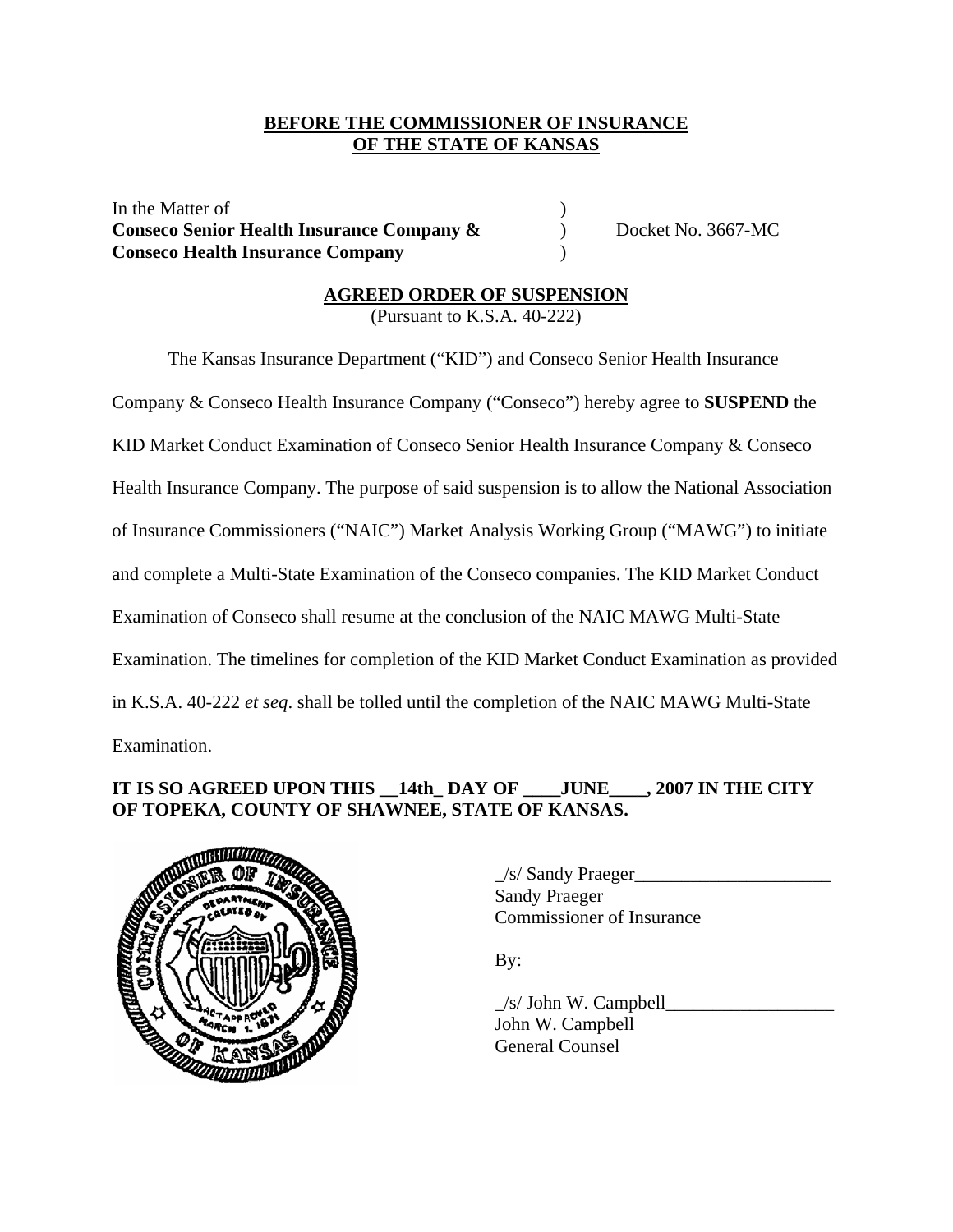**BEFORE THE COMMISSIONER OF INSURANCE**
**OF THE STATE OF KANSAS**

In the Matter of )
**Conseco Senior Health Insurance Company &** ) Docket No. 3667-MC
**Conseco Health Insurance Company** )

**AGREED ORDER OF SUSPENSION**
(Pursuant to K.S.A. 40-222)

The Kansas Insurance Department ("KID") and Conseco Senior Health Insurance Company & Conseco Health Insurance Company ("Conseco") hereby agree to **SUSPEND** the KID Market Conduct Examination of Conseco Senior Health Insurance Company & Conseco Health Insurance Company. The purpose of said suspension is to allow the National Association of Insurance Commissioners ("NAIC") Market Analysis Working Group ("MAWG") to initiate and complete a Multi-State Examination of the Conseco companies. The KID Market Conduct Examination of Conseco shall resume at the conclusion of the NAIC MAWG Multi-State Examination. The timelines for completion of the KID Market Conduct Examination as provided in K.S.A. 40-222 *et seq*. shall be tolled until the completion of the NAIC MAWG Multi-State Examination.

**IT IS SO AGREED UPON THIS __14th_ DAY OF ____JUNE____, 2007 IN THE CITY OF TOPEKA, COUNTY OF SHAWNEE, STATE OF KANSAS.**

_/s/ Sandy Praeger_____________________
Sandy Praeger
Commissioner of Insurance

By:

_/s/ John W. Campbell__________________
John W. Campbell
General Counsel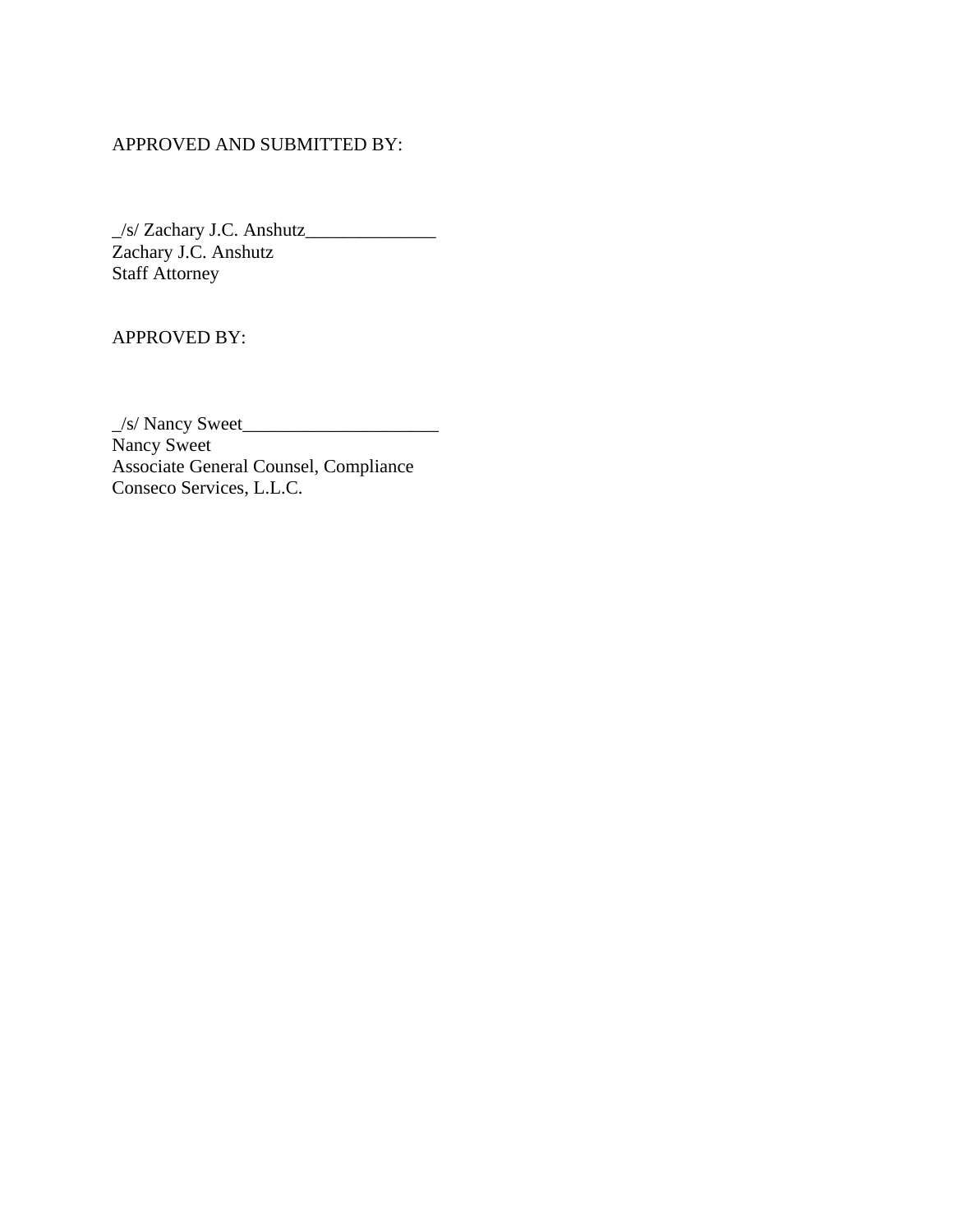APPROVED AND SUBMITTED BY:

_/s/ Zachary J.C. Anshutz______________
Zachary J.C. Anshutz
Staff Attorney

APPROVED BY:

_/s/ Nancy Sweet_____________________
Nancy Sweet
Associate General Counsel, Compliance
Conseco Services, L.L.C.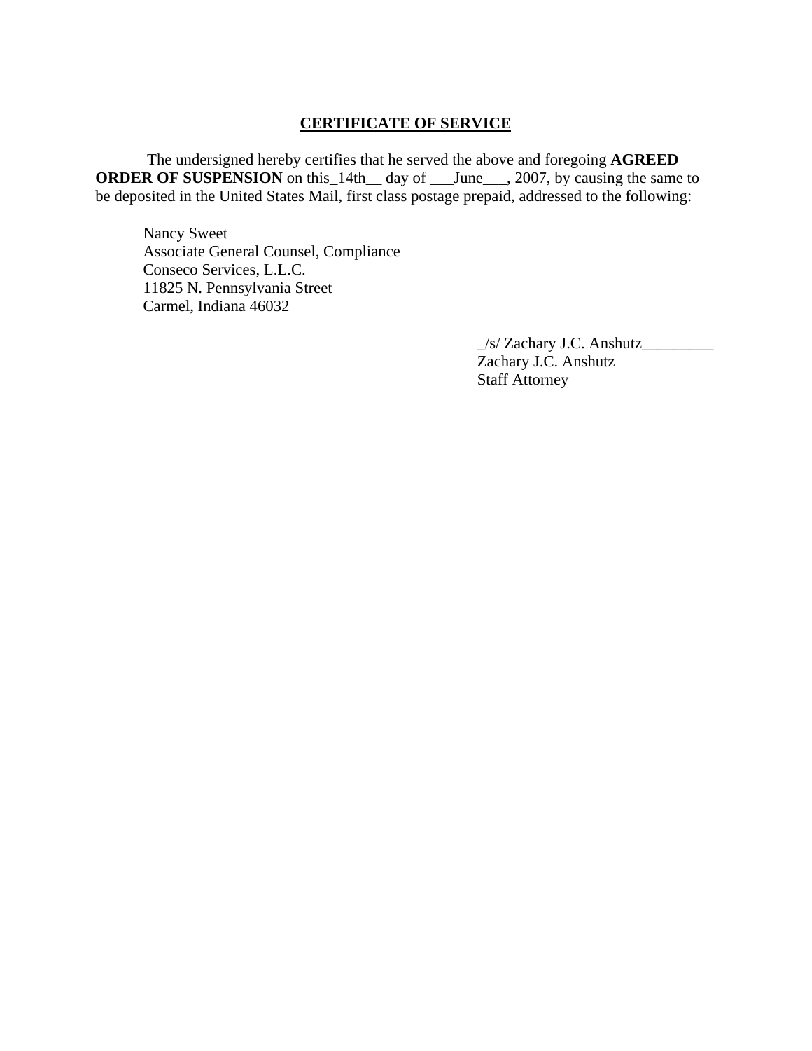## CERTIFICATE OF SERVICE

The undersigned hereby certifies that he served the above and foregoing **AGREED ORDER OF SUSPENSION** on this_14th__ day of ___June___, 2007, by causing the same to be deposited in the United States Mail, first class postage prepaid, addressed to the following:

Nancy Sweet
Associate General Counsel, Compliance
Conseco Services, L.L.C.
11825 N. Pennsylvania Street
Carmel, Indiana 46032

_/s/ Zachary J.C. Anshutz_________
Zachary J.C. Anshutz
Staff Attorney